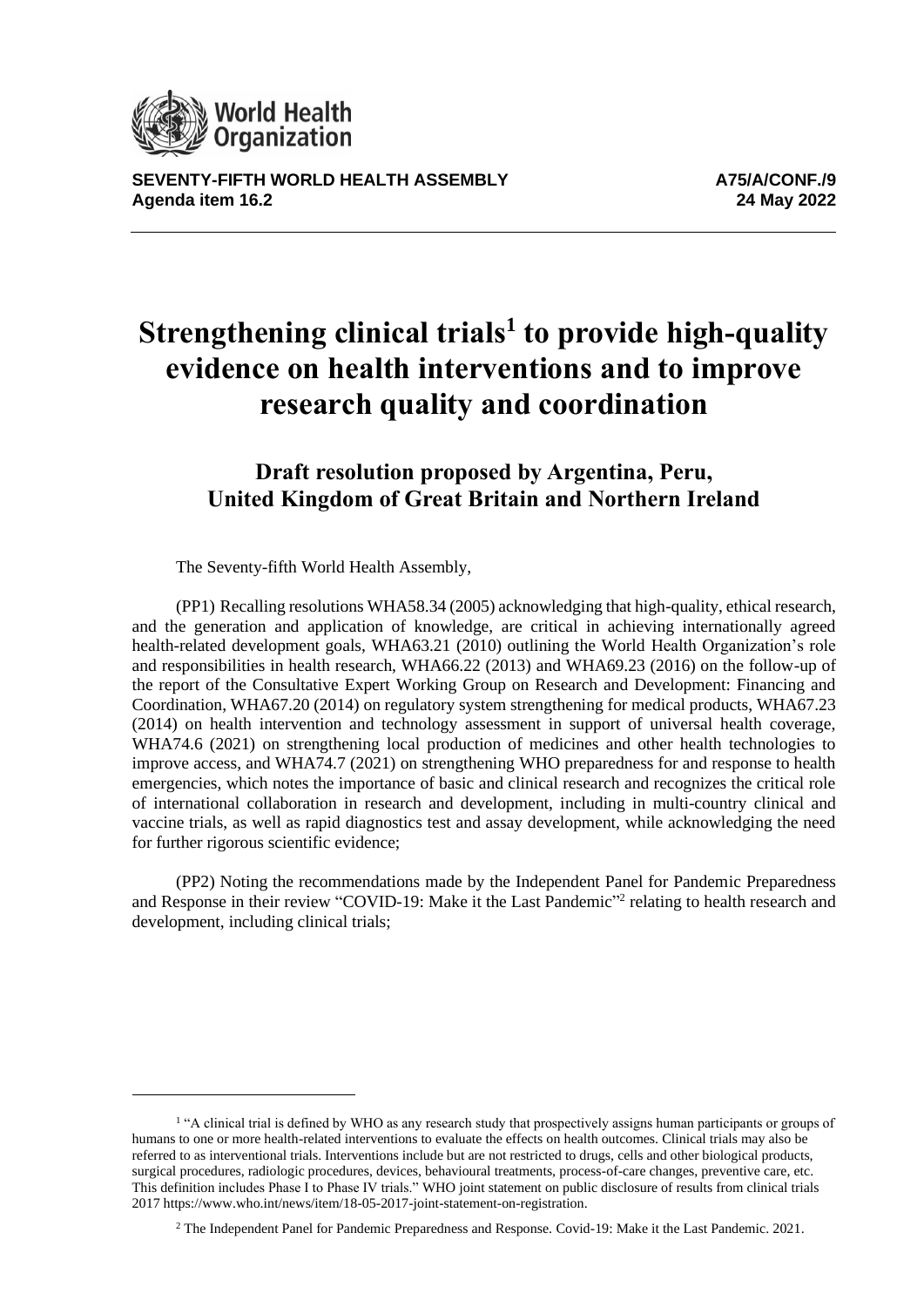**SEVENTY-FIFTH WORLD HEALTH ASSEMBLY** **A75/A/CONF./9**
**Agenda item 16.2** **24 May 2022**

# Strengthening clinical trials[1] to provide high-quality evidence on health interventions and to improve research quality and coordination

## Draft resolution proposed by Argentina, Peru, United Kingdom of Great Britain and Northern Ireland

The Seventy-fifth World Health Assembly,

(PP1) Recalling resolutions WHA58.34 (2005) acknowledging that high-quality, ethical research, and the generation and application of knowledge, are critical in achieving internationally agreed health-related development goals, WHA63.21 (2010) outlining the World Health Organization's role and responsibilities in health research, WHA66.22 (2013) and WHA69.23 (2016) on the follow-up of the report of the Consultative Expert Working Group on Research and Development: Financing and Coordination, WHA67.20 (2014) on regulatory system strengthening for medical products, WHA67.23 (2014) on health intervention and technology assessment in support of universal health coverage, WHA74.6 (2021) on strengthening local production of medicines and other health technologies to improve access, and WHA74.7 (2021) on strengthening WHO preparedness for and response to health emergencies, which notes the importance of basic and clinical research and recognizes the critical role of international collaboration in research and development, including in multi-country clinical and vaccine trials, as well as rapid diagnostics test and assay development, while acknowledging the need for further rigorous scientific evidence;

(PP2) Noting the recommendations made by the Independent Panel for Pandemic Preparedness and Response in their review "COVID-19: Make it the Last Pandemic"[2] relating to health research and development, including clinical trials;

---

[1] "A clinical trial is defined by WHO as any research study that prospectively assigns human participants or groups of humans to one or more health-related interventions to evaluate the effects on health outcomes. Clinical trials may also be referred to as interventional trials. Interventions include but are not restricted to drugs, cells and other biological products, surgical procedures, radiologic procedures, devices, behavioural treatments, process-of-care changes, preventive care, etc. This definition includes Phase I to Phase IV trials." WHO joint statement on public disclosure of results from clinical trials 2017 https://www.who.int/news/item/18-05-2017-joint-statement-on-registration.

[2] The Independent Panel for Pandemic Preparedness and Response. Covid-19: Make it the Last Pandemic. 2021.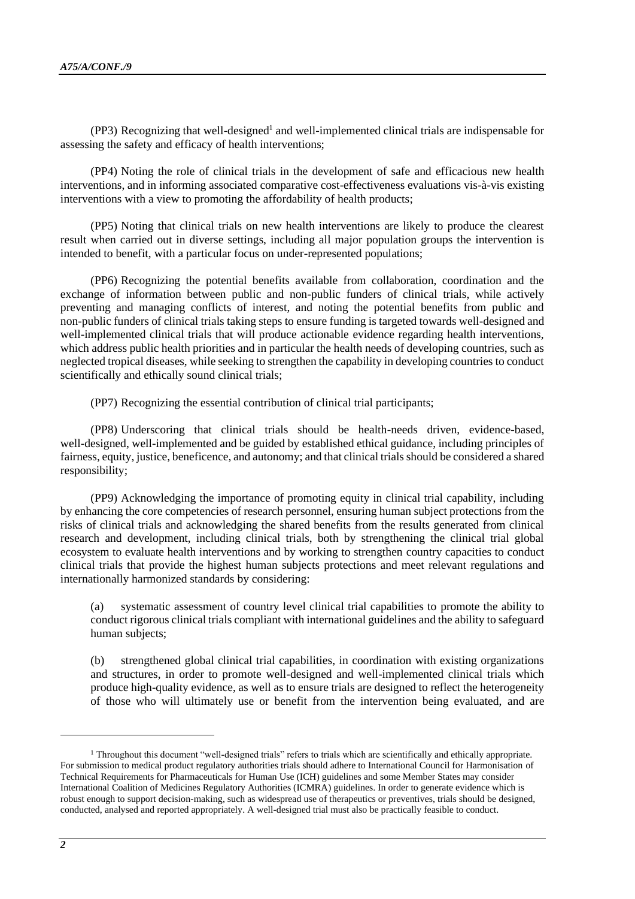(PP3) Recognizing that well-designed[1] and well-implemented clinical trials are indispensable for assessing the safety and efficacy of health interventions;

(PP4) Noting the role of clinical trials in the development of safe and efficacious new health interventions, and in informing associated comparative cost-effectiveness evaluations vis-à-vis existing interventions with a view to promoting the affordability of health products;

(PP5) Noting that clinical trials on new health interventions are likely to produce the clearest result when carried out in diverse settings, including all major population groups the intervention is intended to benefit, with a particular focus on under-represented populations;

(PP6) Recognizing the potential benefits available from collaboration, coordination and the exchange of information between public and non-public funders of clinical trials, while actively preventing and managing conflicts of interest, and noting the potential benefits from public and non-public funders of clinical trials taking steps to ensure funding is targeted towards well-designed and well-implemented clinical trials that will produce actionable evidence regarding health interventions, which address public health priorities and in particular the health needs of developing countries, such as neglected tropical diseases, while seeking to strengthen the capability in developing countries to conduct scientifically and ethically sound clinical trials;

(PP7) Recognizing the essential contribution of clinical trial participants;

(PP8) Underscoring that clinical trials should be health-needs driven, evidence-based, well-designed, well-implemented and be guided by established ethical guidance, including principles of fairness, equity, justice, beneficence, and autonomy; and that clinical trials should be considered a shared responsibility;

(PP9) Acknowledging the importance of promoting equity in clinical trial capability, including by enhancing the core competencies of research personnel, ensuring human subject protections from the risks of clinical trials and acknowledging the shared benefits from the results generated from clinical research and development, including clinical trials, both by strengthening the clinical trial global ecosystem to evaluate health interventions and by working to strengthen country capacities to conduct clinical trials that provide the highest human subjects protections and meet relevant regulations and internationally harmonized standards by considering:

(a) systematic assessment of country level clinical trial capabilities to promote the ability to conduct rigorous clinical trials compliant with international guidelines and the ability to safeguard human subjects;

(b) strengthened global clinical trial capabilities, in coordination with existing organizations and structures, in order to promote well-designed and well-implemented clinical trials which produce high-quality evidence, as well as to ensure trials are designed to reflect the heterogeneity of those who will ultimately use or benefit from the intervention being evaluated, and are

---

[1] Throughout this document "well-designed trials" refers to trials which are scientifically and ethically appropriate. For submission to medical product regulatory authorities trials should adhere to International Council for Harmonisation of Technical Requirements for Pharmaceuticals for Human Use (ICH) guidelines and some Member States may consider International Coalition of Medicines Regulatory Authorities (ICMRA) guidelines. In order to generate evidence which is robust enough to support decision-making, such as widespread use of therapeutics or preventives, trials should be designed, conducted, analysed and reported appropriately. A well-designed trial must also be practically feasible to conduct.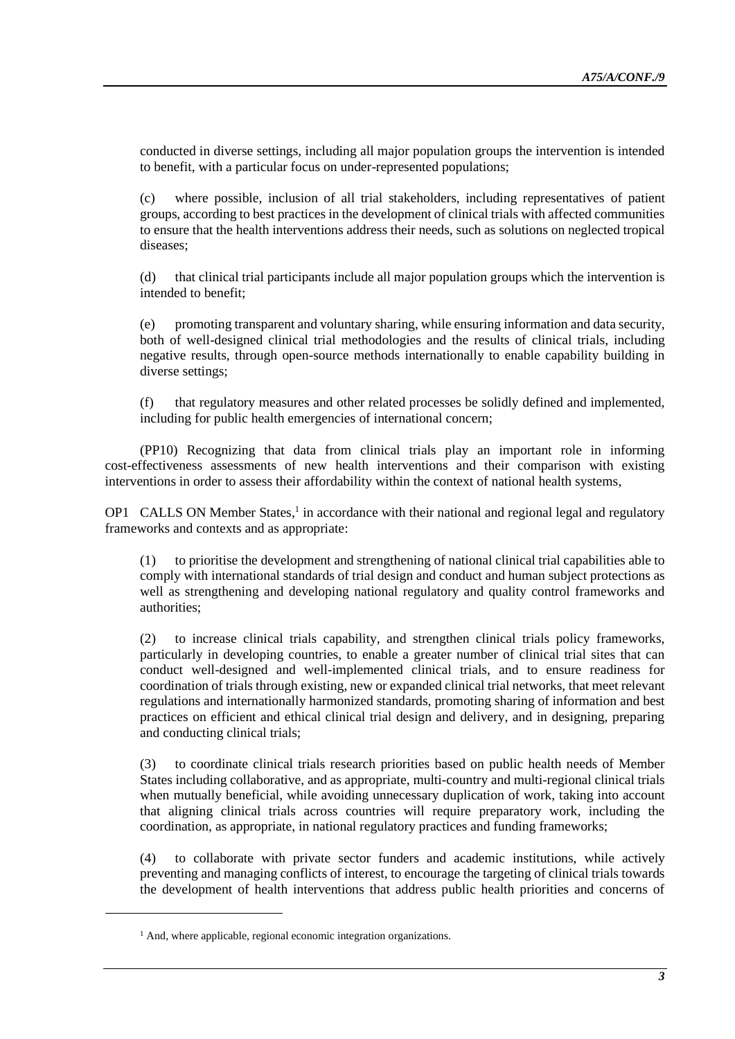conducted in diverse settings, including all major population groups the intervention is intended to benefit, with a particular focus on under-represented populations;

(c) where possible, inclusion of all trial stakeholders, including representatives of patient groups, according to best practices in the development of clinical trials with affected communities to ensure that the health interventions address their needs, such as solutions on neglected tropical diseases;

(d) that clinical trial participants include all major population groups which the intervention is intended to benefit;

(e) promoting transparent and voluntary sharing, while ensuring information and data security, both of well-designed clinical trial methodologies and the results of clinical trials, including negative results, through open-source methods internationally to enable capability building in diverse settings;

(f) that regulatory measures and other related processes be solidly defined and implemented, including for public health emergencies of international concern;

(PP10) Recognizing that data from clinical trials play an important role in informing cost-effectiveness assessments of new health interventions and their comparison with existing interventions in order to assess their affordability within the context of national health systems,

OP1 CALLS ON Member States,[1] in accordance with their national and regional legal and regulatory frameworks and contexts and as appropriate:

(1) to prioritise the development and strengthening of national clinical trial capabilities able to comply with international standards of trial design and conduct and human subject protections as well as strengthening and developing national regulatory and quality control frameworks and authorities;

(2) to increase clinical trials capability, and strengthen clinical trials policy frameworks, particularly in developing countries, to enable a greater number of clinical trial sites that can conduct well-designed and well-implemented clinical trials, and to ensure readiness for coordination of trials through existing, new or expanded clinical trial networks, that meet relevant regulations and internationally harmonized standards, promoting sharing of information and best practices on efficient and ethical clinical trial design and delivery, and in designing, preparing and conducting clinical trials;

(3) to coordinate clinical trials research priorities based on public health needs of Member States including collaborative, and as appropriate, multi-country and multi-regional clinical trials when mutually beneficial, while avoiding unnecessary duplication of work, taking into account that aligning clinical trials across countries will require preparatory work, including the coordination, as appropriate, in national regulatory practices and funding frameworks;

(4) to collaborate with private sector funders and academic institutions, while actively preventing and managing conflicts of interest, to encourage the targeting of clinical trials towards the development of health interventions that address public health priorities and concerns of

[1] And, where applicable, regional economic integration organizations.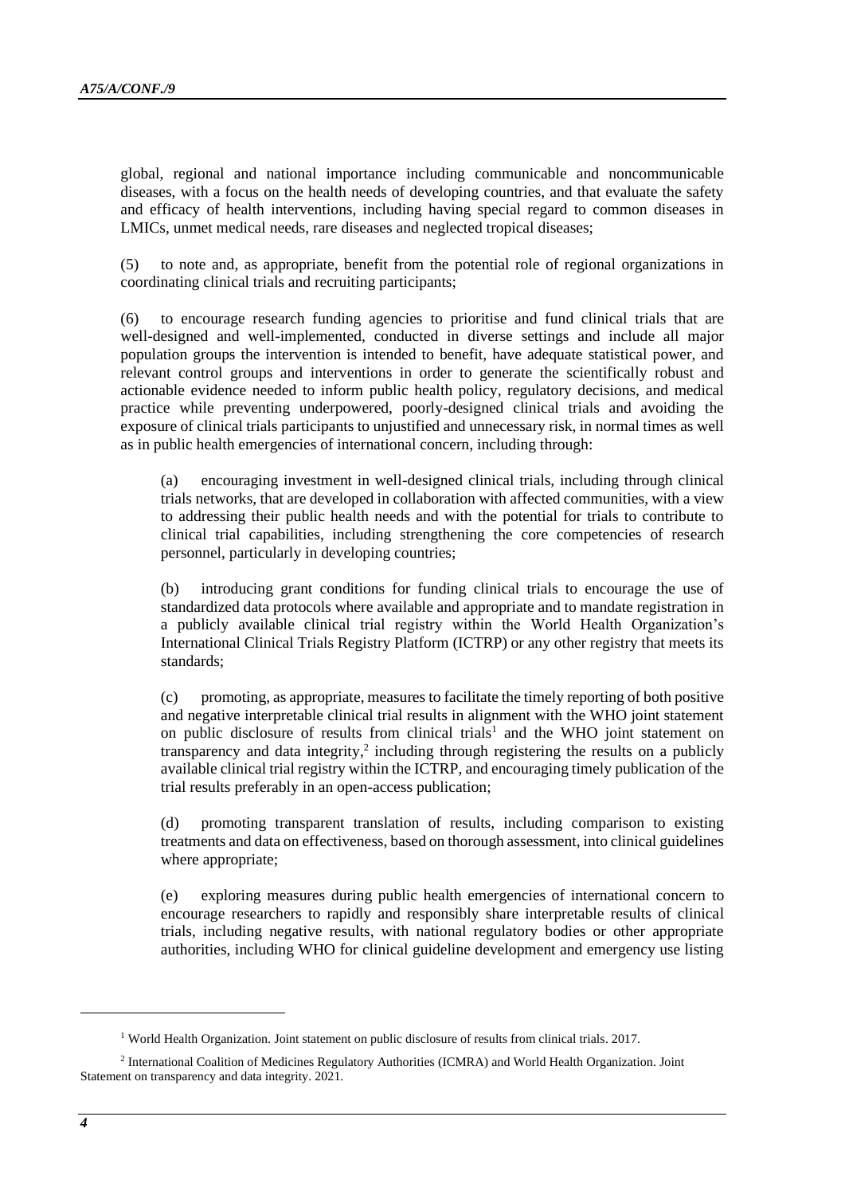global, regional and national importance including communicable and noncommunicable diseases, with a focus on the health needs of developing countries, and that evaluate the safety and efficacy of health interventions, including having special regard to common diseases in LMICs, unmet medical needs, rare diseases and neglected tropical diseases;

(5) to note and, as appropriate, benefit from the potential role of regional organizations in coordinating clinical trials and recruiting participants;

(6) to encourage research funding agencies to prioritise and fund clinical trials that are well-designed and well-implemented, conducted in diverse settings and include all major population groups the intervention is intended to benefit, have adequate statistical power, and relevant control groups and interventions in order to generate the scientifically robust and actionable evidence needed to inform public health policy, regulatory decisions, and medical practice while preventing underpowered, poorly-designed clinical trials and avoiding the exposure of clinical trials participants to unjustified and unnecessary risk, in normal times as well as in public health emergencies of international concern, including through:

(a) encouraging investment in well-designed clinical trials, including through clinical trials networks, that are developed in collaboration with affected communities, with a view to addressing their public health needs and with the potential for trials to contribute to clinical trial capabilities, including strengthening the core competencies of research personnel, particularly in developing countries;

(b) introducing grant conditions for funding clinical trials to encourage the use of standardized data protocols where available and appropriate and to mandate registration in a publicly available clinical trial registry within the World Health Organization's International Clinical Trials Registry Platform (ICTRP) or any other registry that meets its standards;

(c) promoting, as appropriate, measures to facilitate the timely reporting of both positive and negative interpretable clinical trial results in alignment with the WHO joint statement on public disclosure of results from clinical trials[1] and the WHO joint statement on transparency and data integrity,[2] including through registering the results on a publicly available clinical trial registry within the ICTRP, and encouraging timely publication of the trial results preferably in an open-access publication;

(d) promoting transparent translation of results, including comparison to existing treatments and data on effectiveness, based on thorough assessment, into clinical guidelines where appropriate;

(e) exploring measures during public health emergencies of international concern to encourage researchers to rapidly and responsibly share interpretable results of clinical trials, including negative results, with national regulatory bodies or other appropriate authorities, including WHO for clinical guideline development and emergency use listing

---

[1] World Health Organization. Joint statement on public disclosure of results from clinical trials. 2017.

[2] International Coalition of Medicines Regulatory Authorities (ICMRA) and World Health Organization. Joint Statement on transparency and data integrity. 2021.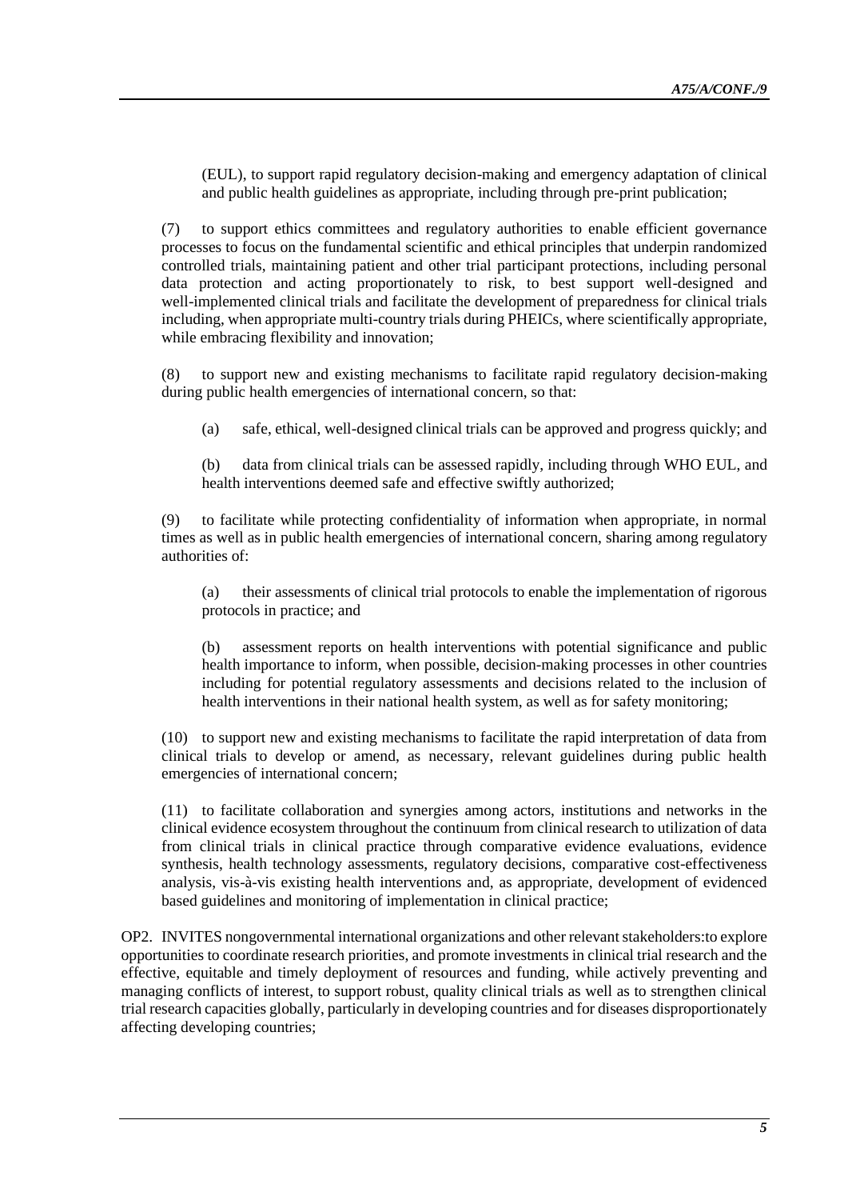(EUL), to support rapid regulatory decision-making and emergency adaptation of clinical and public health guidelines as appropriate, including through pre-print publication;

(7) to support ethics committees and regulatory authorities to enable efficient governance processes to focus on the fundamental scientific and ethical principles that underpin randomized controlled trials, maintaining patient and other trial participant protections, including personal data protection and acting proportionately to risk, to best support well-designed and well-implemented clinical trials and facilitate the development of preparedness for clinical trials including, when appropriate multi-country trials during PHEICs, where scientifically appropriate, while embracing flexibility and innovation;

(8) to support new and existing mechanisms to facilitate rapid regulatory decision-making during public health emergencies of international concern, so that:

> (a) safe, ethical, well-designed clinical trials can be approved and progress quickly; and
>
> (b) data from clinical trials can be assessed rapidly, including through WHO EUL, and health interventions deemed safe and effective swiftly authorized;

(9) to facilitate while protecting confidentiality of information when appropriate, in normal times as well as in public health emergencies of international concern, sharing among regulatory authorities of:

> (a) their assessments of clinical trial protocols to enable the implementation of rigorous protocols in practice; and
>
> (b) assessment reports on health interventions with potential significance and public health importance to inform, when possible, decision-making processes in other countries including for potential regulatory assessments and decisions related to the inclusion of health interventions in their national health system, as well as for safety monitoring;

(10) to support new and existing mechanisms to facilitate the rapid interpretation of data from clinical trials to develop or amend, as necessary, relevant guidelines during public health emergencies of international concern;

(11) to facilitate collaboration and synergies among actors, institutions and networks in the clinical evidence ecosystem throughout the continuum from clinical research to utilization of data from clinical trials in clinical practice through comparative evidence evaluations, evidence synthesis, health technology assessments, regulatory decisions, comparative cost-effectiveness analysis, vis-à-vis existing health interventions and, as appropriate, development of evidenced based guidelines and monitoring of implementation in clinical practice;

OP2. INVITES nongovernmental international organizations and other relevant stakeholders:to explore opportunities to coordinate research priorities, and promote investments in clinical trial research and the effective, equitable and timely deployment of resources and funding, while actively preventing and managing conflicts of interest, to support robust, quality clinical trials as well as to strengthen clinical trial research capacities globally, particularly in developing countries and for diseases disproportionately affecting developing countries;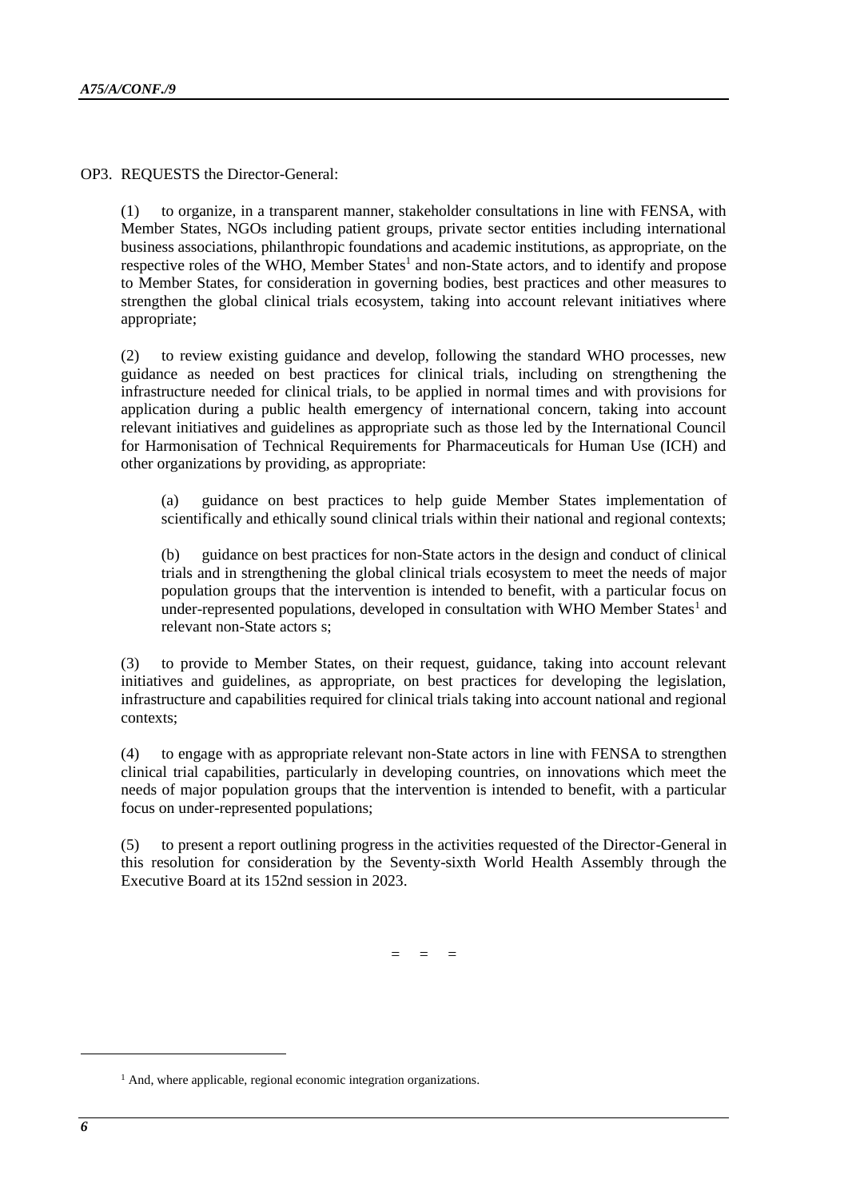OP3. REQUESTS the Director-General:

(1) to organize, in a transparent manner, stakeholder consultations in line with FENSA, with Member States, NGOs including patient groups, private sector entities including international business associations, philanthropic foundations and academic institutions, as appropriate, on the respective roles of the WHO, Member States[1] and non-State actors, and to identify and propose to Member States, for consideration in governing bodies, best practices and other measures to strengthen the global clinical trials ecosystem, taking into account relevant initiatives where appropriate;

(2) to review existing guidance and develop, following the standard WHO processes, new guidance as needed on best practices for clinical trials, including on strengthening the infrastructure needed for clinical trials, to be applied in normal times and with provisions for application during a public health emergency of international concern, taking into account relevant initiatives and guidelines as appropriate such as those led by the International Council for Harmonisation of Technical Requirements for Pharmaceuticals for Human Use (ICH) and other organizations by providing, as appropriate:

(a) guidance on best practices to help guide Member States implementation of scientifically and ethically sound clinical trials within their national and regional contexts;

(b) guidance on best practices for non-State actors in the design and conduct of clinical trials and in strengthening the global clinical trials ecosystem to meet the needs of major population groups that the intervention is intended to benefit, with a particular focus on under-represented populations, developed in consultation with WHO Member States[1] and relevant non-State actors s;

(3) to provide to Member States, on their request, guidance, taking into account relevant initiatives and guidelines, as appropriate, on best practices for developing the legislation, infrastructure and capabilities required for clinical trials taking into account national and regional contexts;

(4) to engage with as appropriate relevant non-State actors in line with FENSA to strengthen clinical trial capabilities, particularly in developing countries, on innovations which meet the needs of major population groups that the intervention is intended to benefit, with a particular focus on under-represented populations;

(5) to present a report outlining progress in the activities requested of the Director-General in this resolution for consideration by the Seventy-sixth World Health Assembly through the Executive Board at its 152nd session in 2023.

= = =

[1] And, where applicable, regional economic integration organizations.